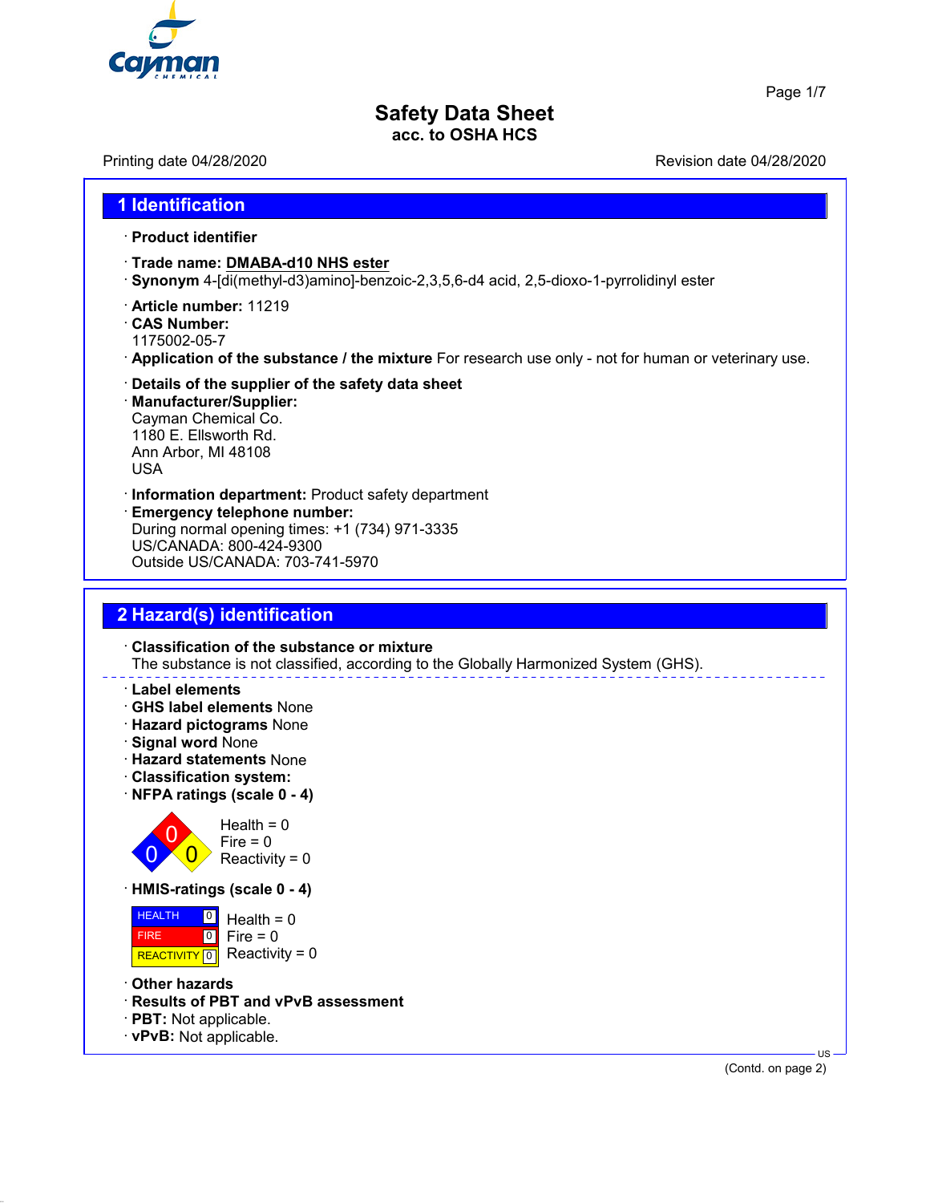# Safety Data Sheet

**acc. to OSHA HCS**

Printing date 04/28/2020 Revision date 04/28/2020

## 1 Identification

· **Product identifier**

· **Trade name: DMABA-d10 NHS ester**

· **Synonym** 4-[di(methyl-d3)amino]-benzoic-2,3,5,6-d4 acid, 2,5-dioxo-1-pyrrolidinyl ester

· **Article number:** 11219

· **CAS Number:**
1175002-05-7

· **Application of the substance / the mixture** For research use only - not for human or veterinary use.

· **Details of the supplier of the safety data sheet**

· **Manufacturer/Supplier:**
Cayman Chemical Co.
1180 E. Ellsworth Rd.
Ann Arbor, MI 48108
USA

· **Information department:** Product safety department

· **Emergency telephone number:**
During normal opening times: +1 (734) 971-3335
US/CANADA: 800-424-9300
Outside US/CANADA: 703-741-5970

## 2 Hazard(s) identification

· **Classification of the substance or mixture**
The substance is not classified, according to the Globally Harmonized System (GHS).

· **Label elements**

· **GHS label elements** None

· **Hazard pictograms** None

· **Signal word** None

· **Hazard statements** None

· **Classification system:**

· **NFPA ratings (scale 0 - 4)**

Health = 0
Fire = 0
Reactivity = 0

· **HMIS-ratings (scale 0 - 4)**

| HEALTH | 0 |
|---|---|
| FIRE | 0 |
| REACTIVITY | 0 |

Health = 0
Fire = 0
Reactivity = 0

· **Other hazards**

· **Results of PBT and vPvB assessment**

· **PBT:** Not applicable.

· **vPvB:** Not applicable.

(Contd. on page 2)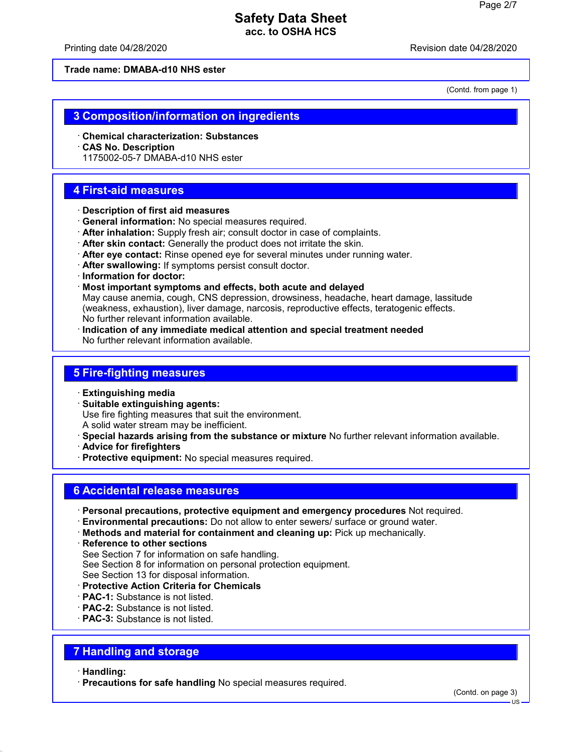**Trade name: DMABA-d10 NHS ester**

(Contd. from page 1)

## 3 Composition/information on ingredients

- **Chemical characterization: Substances**
- **CAS No. Description**
  1175002-05-7 DMABA-d10 NHS ester

## 4 First-aid measures

- **Description of first aid measures**
- **General information:** No special measures required.
- **After inhalation:** Supply fresh air; consult doctor in case of complaints.
- **After skin contact:** Generally the product does not irritate the skin.
- **After eye contact:** Rinse opened eye for several minutes under running water.
- **After swallowing:** If symptoms persist consult doctor.
- **Information for doctor:**
- **Most important symptoms and effects, both acute and delayed**
  May cause anemia, cough, CNS depression, drowsiness, headache, heart damage, lassitude (weakness, exhaustion), liver damage, narcosis, reproductive effects, teratogenic effects.
  No further relevant information available.
- **Indication of any immediate medical attention and special treatment needed**
  No further relevant information available.

## 5 Fire-fighting measures

- **Extinguishing media**
- **Suitable extinguishing agents:**
  Use fire fighting measures that suit the environment.
  A solid water stream may be inefficient.
- **Special hazards arising from the substance or mixture** No further relevant information available.
- **Advice for firefighters**
- **Protective equipment:** No special measures required.

## 6 Accidental release measures

- **Personal precautions, protective equipment and emergency procedures** Not required.
- **Environmental precautions:** Do not allow to enter sewers/ surface or ground water.
- **Methods and material for containment and cleaning up:** Pick up mechanically.
- **Reference to other sections**
  See Section 7 for information on safe handling.
  See Section 8 for information on personal protection equipment.
  See Section 13 for disposal information.
- **Protective Action Criteria for Chemicals**
- **PAC-1:** Substance is not listed.
- **PAC-2:** Substance is not listed.
- **PAC-3:** Substance is not listed.

## 7 Handling and storage

- **Handling:**
- **Precautions for safe handling** No special measures required.

(Contd. on page 3)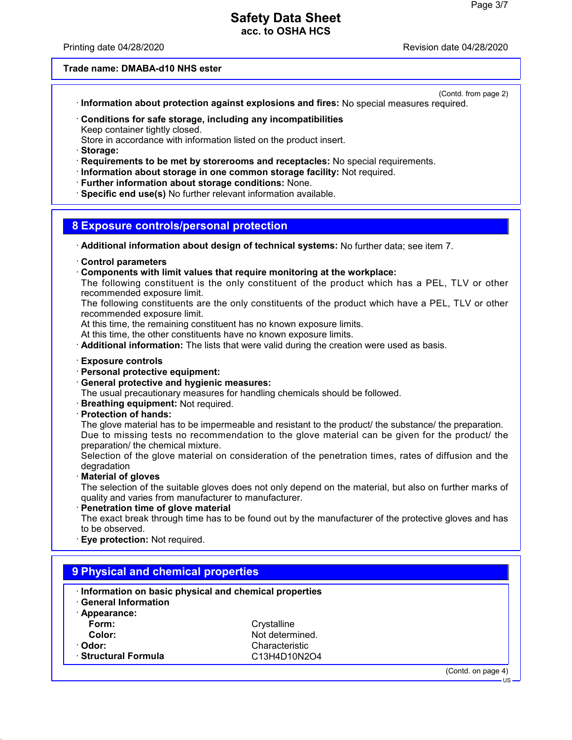(Contd. from page 2)

· **Information about protection against explosions and fires:** No special measures required.

· **Conditions for safe storage, including any incompatibilities**
Keep container tightly closed.
Store in accordance with information listed on the product insert.
· **Storage:**
· **Requirements to be met by storerooms and receptacles:** No special requirements.
· **Information about storage in one common storage facility:** Not required.
· **Further information about storage conditions:** None.
· **Specific end use(s)** No further relevant information available.

## 8 Exposure controls/personal protection

· **Additional information about design of technical systems:** No further data; see item 7.

· **Control parameters**
· **Components with limit values that require monitoring at the workplace:**
The following constituent is the only constituent of the product which has a PEL, TLV or other recommended exposure limit.
The following constituents are the only constituents of the product which have a PEL, TLV or other recommended exposure limit.
At this time, the remaining constituent has no known exposure limits.
At this time, the other constituents have no known exposure limits.
· **Additional information:** The lists that were valid during the creation were used as basis.

· **Exposure controls**
· **Personal protective equipment:**
· **General protective and hygienic measures:**
The usual precautionary measures for handling chemicals should be followed.
· **Breathing equipment:** Not required.
· **Protection of hands:**
The glove material has to be impermeable and resistant to the product/ the substance/ the preparation.
Due to missing tests no recommendation to the glove material can be given for the product/ the preparation/ the chemical mixture.
Selection of the glove material on consideration of the penetration times, rates of diffusion and the degradation
· **Material of gloves**
The selection of the suitable gloves does not only depend on the material, but also on further marks of quality and varies from manufacturer to manufacturer.
· **Penetration time of glove material**
The exact break through time has to be found out by the manufacturer of the protective gloves and has to be observed.
· **Eye protection:** Not required.

## 9 Physical and chemical properties

· **Information on basic physical and chemical properties**
· **General Information**
· **Appearance:**

| | |
|---|---|
| **Form:** | Crystalline |
| **Color:** | Not determined. |
| · **Odor:** | Characteristic |
| · **Structural Formula** | $C_{13}H_4D_{10}N_2O_4$ |

(Contd. on page 4)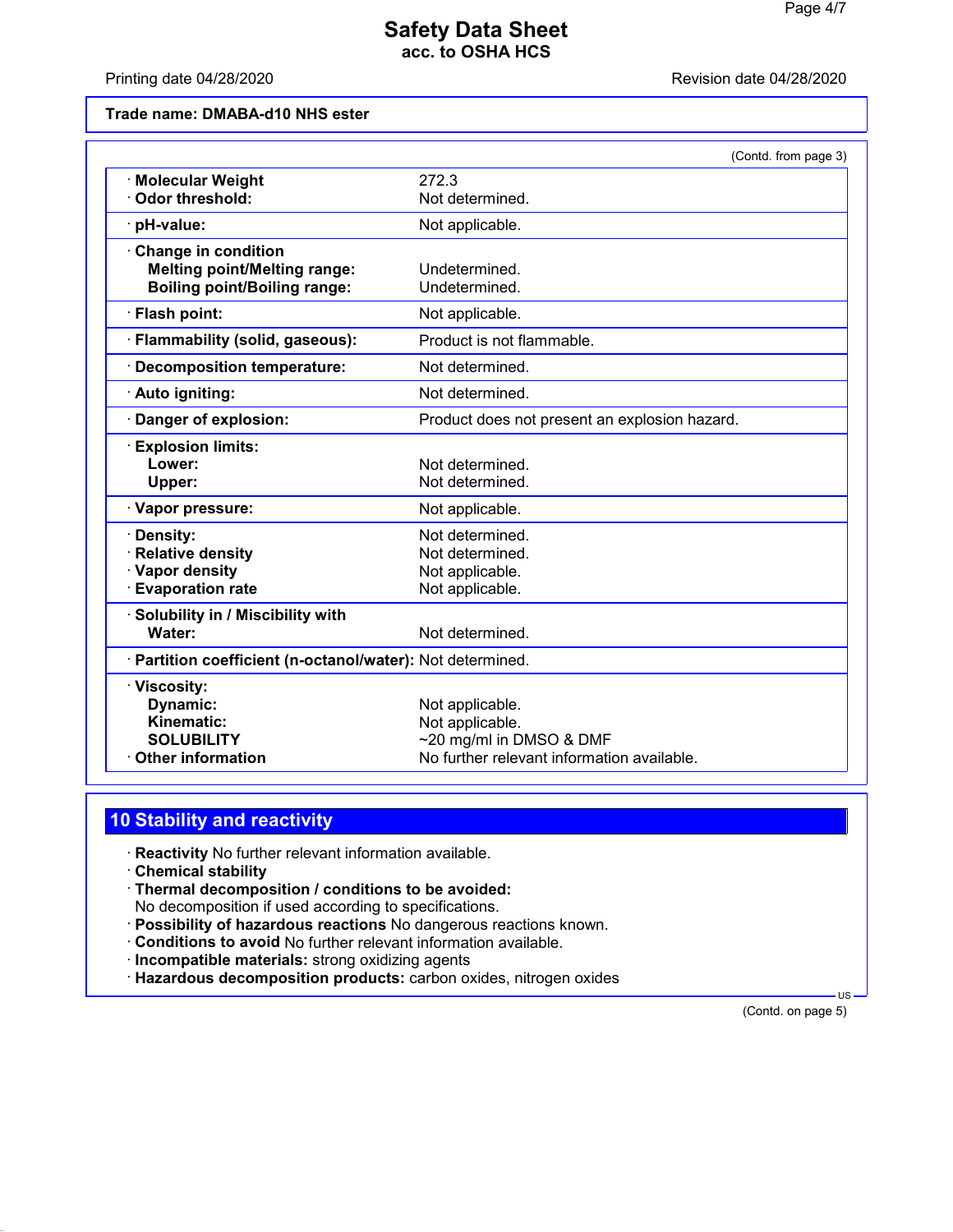Trade name: DMABA-d10 NHS ester

(Contd. from page 3)

| Property | Value |
|---|---|
| · **Molecular Weight** | 272.3 |
| · **Odor threshold:** | Not determined. |
| · **pH-value:** | Not applicable. |
| · **Change in condition** | |
| **Melting point/Melting range:** | Undetermined. |
| **Boiling point/Boiling range:** | Undetermined. |
| · **Flash point:** | Not applicable. |
| · **Flammability (solid, gaseous):** | Product is not flammable. |
| · **Decomposition temperature:** | Not determined. |
| · **Auto igniting:** | Not determined. |
| · **Danger of explosion:** | Product does not present an explosion hazard. |
| · **Explosion limits:** | |
| **Lower:** | Not determined. |
| **Upper:** | Not determined. |
| · **Vapor pressure:** | Not applicable. |
| · **Density:** | Not determined. |
| · **Relative density** | Not determined. |
| · **Vapor density** | Not applicable. |
| · **Evaporation rate** | Not applicable. |
| · **Solubility in / Miscibility with** | |
| **Water:** | Not determined. |
| · **Partition coefficient (n-octanol/water):** | Not determined. |
| · **Viscosity:** | |
| **Dynamic:** | Not applicable. |
| **Kinematic:** | Not applicable. |
| **SOLUBILITY** | ~20 mg/ml in DMSO & DMF |
| · **Other information** | No further relevant information available. |

## 10 Stability and reactivity

· **Reactivity** No further relevant information available.
· **Chemical stability**
· **Thermal decomposition / conditions to be avoided:**
No decomposition if used according to specifications.
· **Possibility of hazardous reactions** No dangerous reactions known.
· **Conditions to avoid** No further relevant information available.
· **Incompatible materials:** strong oxidizing agents
· **Hazardous decomposition products:** carbon oxides, nitrogen oxides

(Contd. on page 5)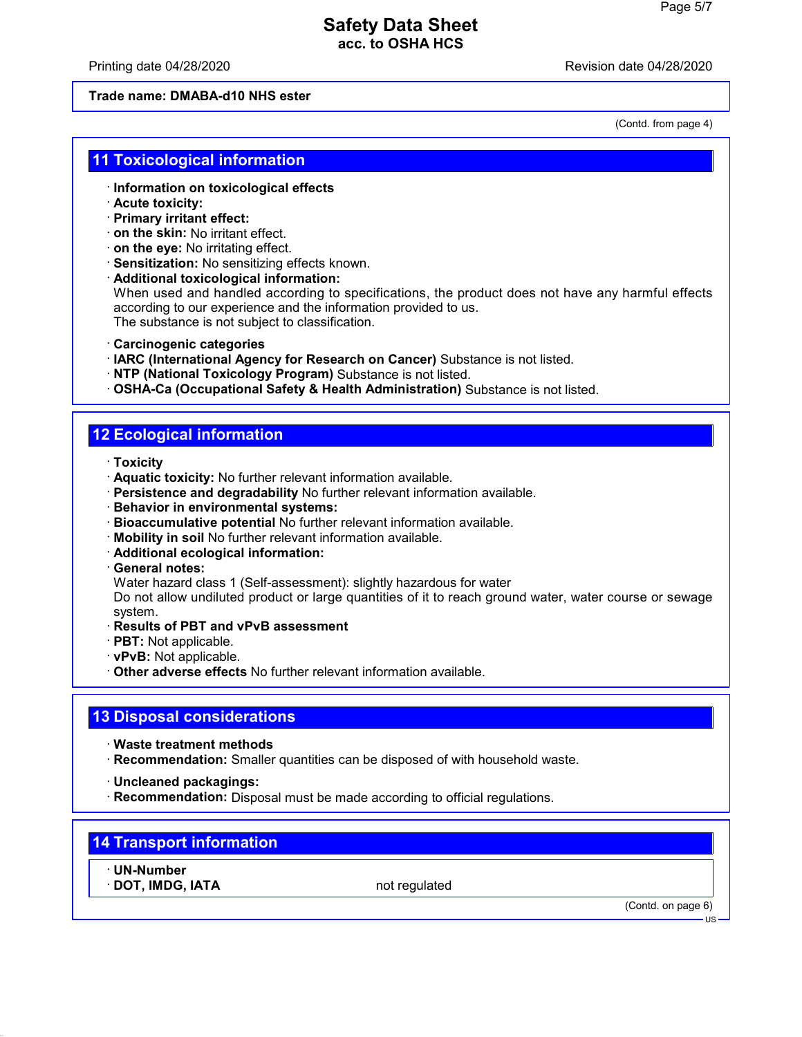Trade name: DMABA-d10 NHS ester

(Contd. from page 4)

## 11 Toxicological information

- **Information on toxicological effects**
- **Acute toxicity:**
- **Primary irritant effect:**
- **on the skin:** No irritant effect.
- **on the eye:** No irritating effect.
- **Sensitization:** No sensitizing effects known.
- **Additional toxicological information:**
  When used and handled according to specifications, the product does not have any harmful effects according to our experience and the information provided to us.
  The substance is not subject to classification.

- **Carcinogenic categories**
- **IARC (International Agency for Research on Cancer)** Substance is not listed.
- **NTP (National Toxicology Program)** Substance is not listed.
- **OSHA-Ca (Occupational Safety & Health Administration)** Substance is not listed.

## 12 Ecological information

- **Toxicity**
- **Aquatic toxicity:** No further relevant information available.
- **Persistence and degradability** No further relevant information available.
- **Behavior in environmental systems:**
- **Bioaccumulative potential** No further relevant information available.
- **Mobility in soil** No further relevant information available.
- **Additional ecological information:**
- **General notes:**
  Water hazard class 1 (Self-assessment): slightly hazardous for water
  Do not allow undiluted product or large quantities of it to reach ground water, water course or sewage system.
- **Results of PBT and vPvB assessment**
- **PBT:** Not applicable.
- **vPvB:** Not applicable.
- **Other adverse effects** No further relevant information available.

## 13 Disposal considerations

- **Waste treatment methods**
- **Recommendation:** Smaller quantities can be disposed of with household waste.

- **Uncleaned packagings:**
- **Recommendation:** Disposal must be made according to official regulations.

## 14 Transport information

| · UN-Number | |
|---|---|
| · DOT, IMDG, IATA | not regulated |

(Contd. on page 6)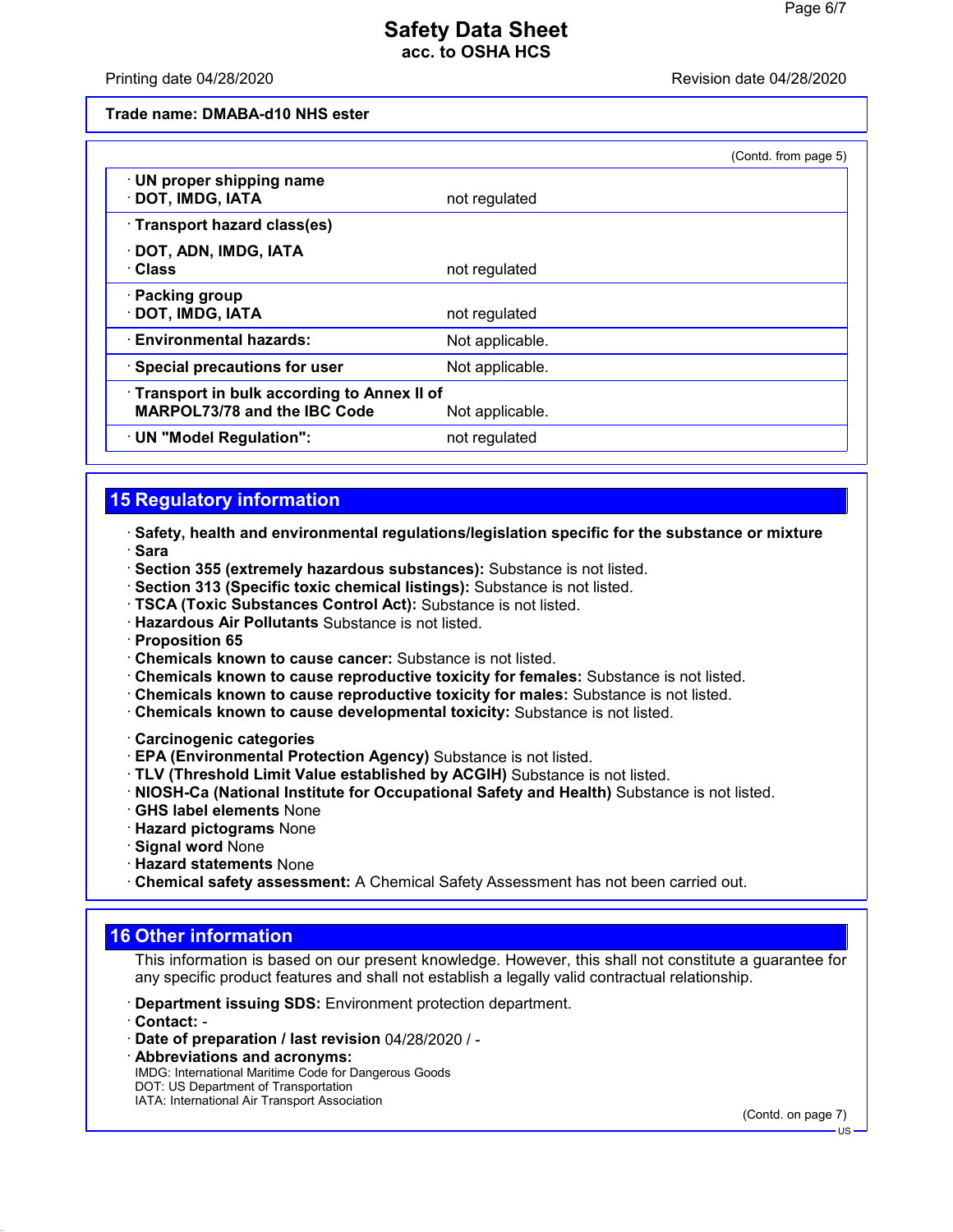**Trade name: DMABA-d10 NHS ester**

(Contd. from page 5)

| | |
|---|---|
| · **UN proper shipping name**<br>· **DOT, IMDG, IATA** | not regulated |
| · **Transport hazard class(es)**<br>· **DOT, ADN, IMDG, IATA**<br>· **Class** | not regulated |
| · **Packing group**<br>· **DOT, IMDG, IATA** | not regulated |
| · **Environmental hazards:** | Not applicable. |
| · **Special precautions for user** | Not applicable. |
| · **Transport in bulk according to Annex II of MARPOL73/78 and the IBC Code** | Not applicable. |
| · **UN "Model Regulation":** | not regulated |

## 15 Regulatory information

· **Safety, health and environmental regulations/legislation specific for the substance or mixture**
· **Sara**
· **Section 355 (extremely hazardous substances):** Substance is not listed.
· **Section 313 (Specific toxic chemical listings):** Substance is not listed.
· **TSCA (Toxic Substances Control Act):** Substance is not listed.
· **Hazardous Air Pollutants** Substance is not listed.
· **Proposition 65**
· **Chemicals known to cause cancer:** Substance is not listed.
· **Chemicals known to cause reproductive toxicity for females:** Substance is not listed.
· **Chemicals known to cause reproductive toxicity for males:** Substance is not listed.
· **Chemicals known to cause developmental toxicity:** Substance is not listed.

· **Carcinogenic categories**
· **EPA (Environmental Protection Agency)** Substance is not listed.
· **TLV (Threshold Limit Value established by ACGIH)** Substance is not listed.
· **NIOSH-Ca (National Institute for Occupational Safety and Health)** Substance is not listed.
· **GHS label elements** None
· **Hazard pictograms** None
· **Signal word** None
· **Hazard statements** None
· **Chemical safety assessment:** A Chemical Safety Assessment has not been carried out.

## 16 Other information

This information is based on our present knowledge. However, this shall not constitute a guarantee for any specific product features and shall not establish a legally valid contractual relationship.

· **Department issuing SDS:** Environment protection department.
· **Contact:** -
· **Date of preparation / last revision** 04/28/2020 / -
· **Abbreviations and acronyms:**
IMDG: International Maritime Code for Dangerous Goods
DOT: US Department of Transportation
IATA: International Air Transport Association

(Contd. on page 7)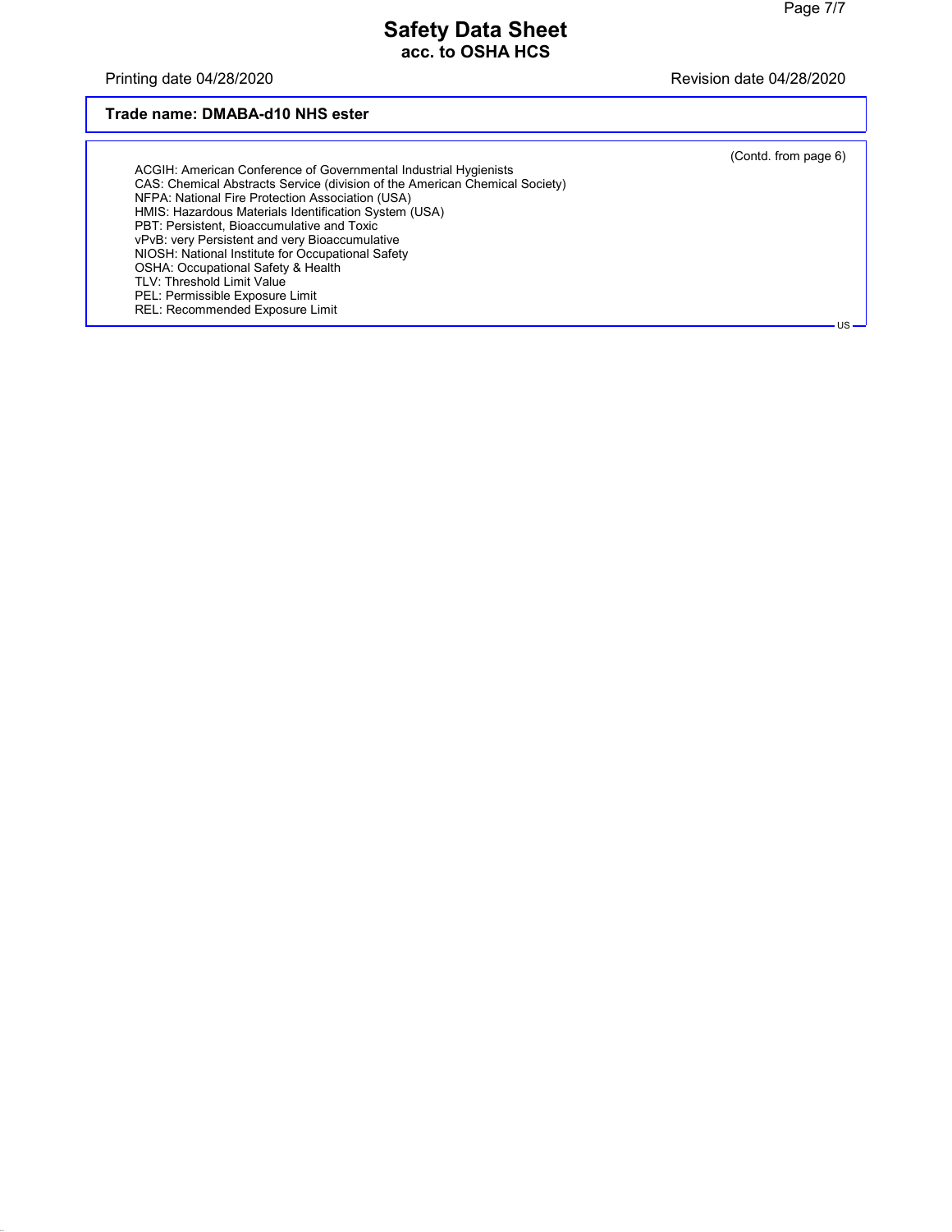(Contd. from page 6)

ACGIH: American Conference of Governmental Industrial Hygienists
CAS: Chemical Abstracts Service (division of the American Chemical Society)
NFPA: National Fire Protection Association (USA)
HMIS: Hazardous Materials Identification System (USA)
PBT: Persistent, Bioaccumulative and Toxic
vPvB: very Persistent and very Bioaccumulative
NIOSH: National Institute for Occupational Safety
OSHA: Occupational Safety & Health
TLV: Threshold Limit Value
PEL: Permissible Exposure Limit
REL: Recommended Exposure Limit